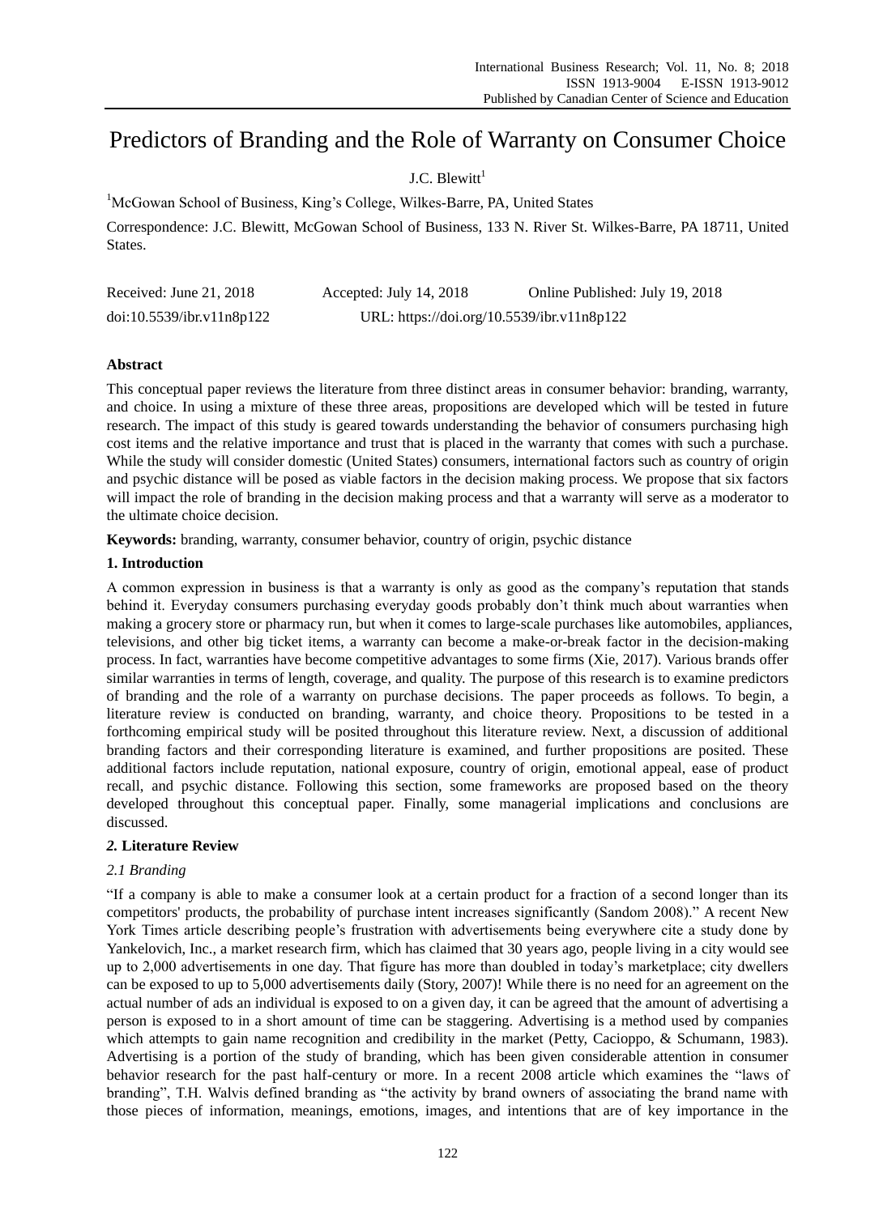# Predictors of Branding and the Role of Warranty on Consumer Choice

J.C. Blewitt[1]

[1]McGowan School of Business, King's College, Wilkes-Barre, PA, United States

Correspondence: J.C. Blewitt, McGowan School of Business, 133 N. River St. Wilkes-Barre, PA 18711, United States.

Received: June 21, 2018 Accepted: July 14, 2018 Online Published: July 19, 2018

doi:10.5539/ibr.v11n8p122 URL: https://doi.org/10.5539/ibr.v11n8p122

## Abstract

This conceptual paper reviews the literature from three distinct areas in consumer behavior: branding, warranty, and choice. In using a mixture of these three areas, propositions are developed which will be tested in future research. The impact of this study is geared towards understanding the behavior of consumers purchasing high cost items and the relative importance and trust that is placed in the warranty that comes with such a purchase. While the study will consider domestic (United States) consumers, international factors such as country of origin and psychic distance will be posed as viable factors in the decision making process. We propose that six factors will impact the role of branding in the decision making process and that a warranty will serve as a moderator to the ultimate choice decision.

**Keywords:** branding, warranty, consumer behavior, country of origin, psychic distance

## 1. Introduction

A common expression in business is that a warranty is only as good as the company's reputation that stands behind it. Everyday consumers purchasing everyday goods probably don't think much about warranties when making a grocery store or pharmacy run, but when it comes to large-scale purchases like automobiles, appliances, televisions, and other big ticket items, a warranty can become a make-or-break factor in the decision-making process. In fact, warranties have become competitive advantages to some firms (Xie, 2017). Various brands offer similar warranties in terms of length, coverage, and quality. The purpose of this research is to examine predictors of branding and the role of a warranty on purchase decisions. The paper proceeds as follows. To begin, a literature review is conducted on branding, warranty, and choice theory. Propositions to be tested in a forthcoming empirical study will be posited throughout this literature review. Next, a discussion of additional branding factors and their corresponding literature is examined, and further propositions are posited. These additional factors include reputation, national exposure, country of origin, emotional appeal, ease of product recall, and psychic distance. Following this section, some frameworks are proposed based on the theory developed throughout this conceptual paper. Finally, some managerial implications and conclusions are discussed.

## *2.* Literature Review

### *2.1 Branding*

"If a company is able to make a consumer look at a certain product for a fraction of a second longer than its competitors' products, the probability of purchase intent increases significantly (Sandom 2008)." A recent New York Times article describing people's frustration with advertisements being everywhere cite a study done by Yankelovich, Inc., a market research firm, which has claimed that 30 years ago, people living in a city would see up to 2,000 advertisements in one day. That figure has more than doubled in today's marketplace; city dwellers can be exposed to up to 5,000 advertisements daily (Story, 2007)! While there is no need for an agreement on the actual number of ads an individual is exposed to on a given day, it can be agreed that the amount of advertising a person is exposed to in a short amount of time can be staggering. Advertising is a method used by companies which attempts to gain name recognition and credibility in the market (Petty, Cacioppo, & Schumann, 1983). Advertising is a portion of the study of branding, which has been given considerable attention in consumer behavior research for the past half-century or more. In a recent 2008 article which examines the "laws of branding", T.H. Walvis defined branding as "the activity by brand owners of associating the brand name with those pieces of information, meanings, emotions, images, and intentions that are of key importance in the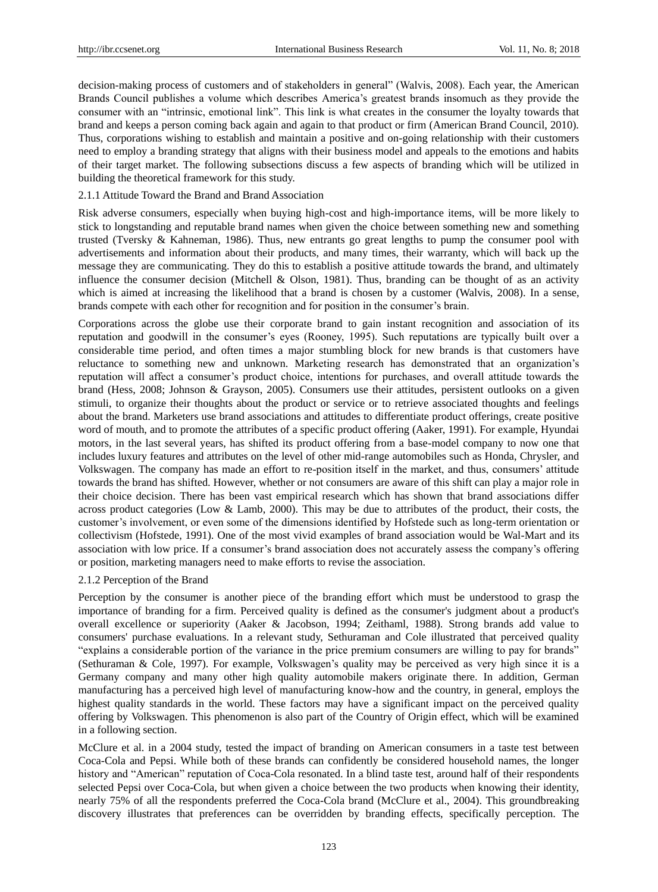decision-making process of customers and of stakeholders in general" (Walvis, 2008). Each year, the American Brands Council publishes a volume which describes America's greatest brands insomuch as they provide the consumer with an "intrinsic, emotional link". This link is what creates in the consumer the loyalty towards that brand and keeps a person coming back again and again to that product or firm (American Brand Council, 2010). Thus, corporations wishing to establish and maintain a positive and on-going relationship with their customers need to employ a branding strategy that aligns with their business model and appeals to the emotions and habits of their target market. The following subsections discuss a few aspects of branding which will be utilized in building the theoretical framework for this study.

#### 2.1.1 Attitude Toward the Brand and Brand Association

Risk adverse consumers, especially when buying high-cost and high-importance items, will be more likely to stick to longstanding and reputable brand names when given the choice between something new and something trusted (Tversky & Kahneman, 1986). Thus, new entrants go great lengths to pump the consumer pool with advertisements and information about their products, and many times, their warranty, which will back up the message they are communicating. They do this to establish a positive attitude towards the brand, and ultimately influence the consumer decision (Mitchell & Olson, 1981). Thus, branding can be thought of as an activity which is aimed at increasing the likelihood that a brand is chosen by a customer (Walvis, 2008). In a sense, brands compete with each other for recognition and for position in the consumer's brain.

Corporations across the globe use their corporate brand to gain instant recognition and association of its reputation and goodwill in the consumer's eyes (Rooney, 1995). Such reputations are typically built over a considerable time period, and often times a major stumbling block for new brands is that customers have reluctance to something new and unknown. Marketing research has demonstrated that an organization's reputation will affect a consumer's product choice, intentions for purchases, and overall attitude towards the brand (Hess, 2008; Johnson & Grayson, 2005). Consumers use their attitudes, persistent outlooks on a given stimuli, to organize their thoughts about the product or service or to retrieve associated thoughts and feelings about the brand. Marketers use brand associations and attitudes to differentiate product offerings, create positive word of mouth, and to promote the attributes of a specific product offering (Aaker, 1991). For example, Hyundai motors, in the last several years, has shifted its product offering from a base-model company to now one that includes luxury features and attributes on the level of other mid-range automobiles such as Honda, Chrysler, and Volkswagen. The company has made an effort to re-position itself in the market, and thus, consumers' attitude towards the brand has shifted. However, whether or not consumers are aware of this shift can play a major role in their choice decision. There has been vast empirical research which has shown that brand associations differ across product categories (Low & Lamb, 2000). This may be due to attributes of the product, their costs, the customer's involvement, or even some of the dimensions identified by Hofstede such as long-term orientation or collectivism (Hofstede, 1991). One of the most vivid examples of brand association would be Wal-Mart and its association with low price. If a consumer's brand association does not accurately assess the company's offering or position, marketing managers need to make efforts to revise the association.

#### 2.1.2 Perception of the Brand

Perception by the consumer is another piece of the branding effort which must be understood to grasp the importance of branding for a firm. Perceived quality is defined as the consumer's judgment about a product's overall excellence or superiority (Aaker & Jacobson, 1994; Zeithaml, 1988). Strong brands add value to consumers' purchase evaluations. In a relevant study, Sethuraman and Cole illustrated that perceived quality "explains a considerable portion of the variance in the price premium consumers are willing to pay for brands" (Sethuraman & Cole, 1997). For example, Volkswagen's quality may be perceived as very high since it is a Germany company and many other high quality automobile makers originate there. In addition, German manufacturing has a perceived high level of manufacturing know-how and the country, in general, employs the highest quality standards in the world. These factors may have a significant impact on the perceived quality offering by Volkswagen. This phenomenon is also part of the Country of Origin effect, which will be examined in a following section.

McClure et al. in a 2004 study, tested the impact of branding on American consumers in a taste test between Coca-Cola and Pepsi. While both of these brands can confidently be considered household names, the longer history and "American" reputation of Coca-Cola resonated. In a blind taste test, around half of their respondents selected Pepsi over Coca-Cola, but when given a choice between the two products when knowing their identity, nearly 75% of all the respondents preferred the Coca-Cola brand (McClure et al., 2004). This groundbreaking discovery illustrates that preferences can be overridden by branding effects, specifically perception. The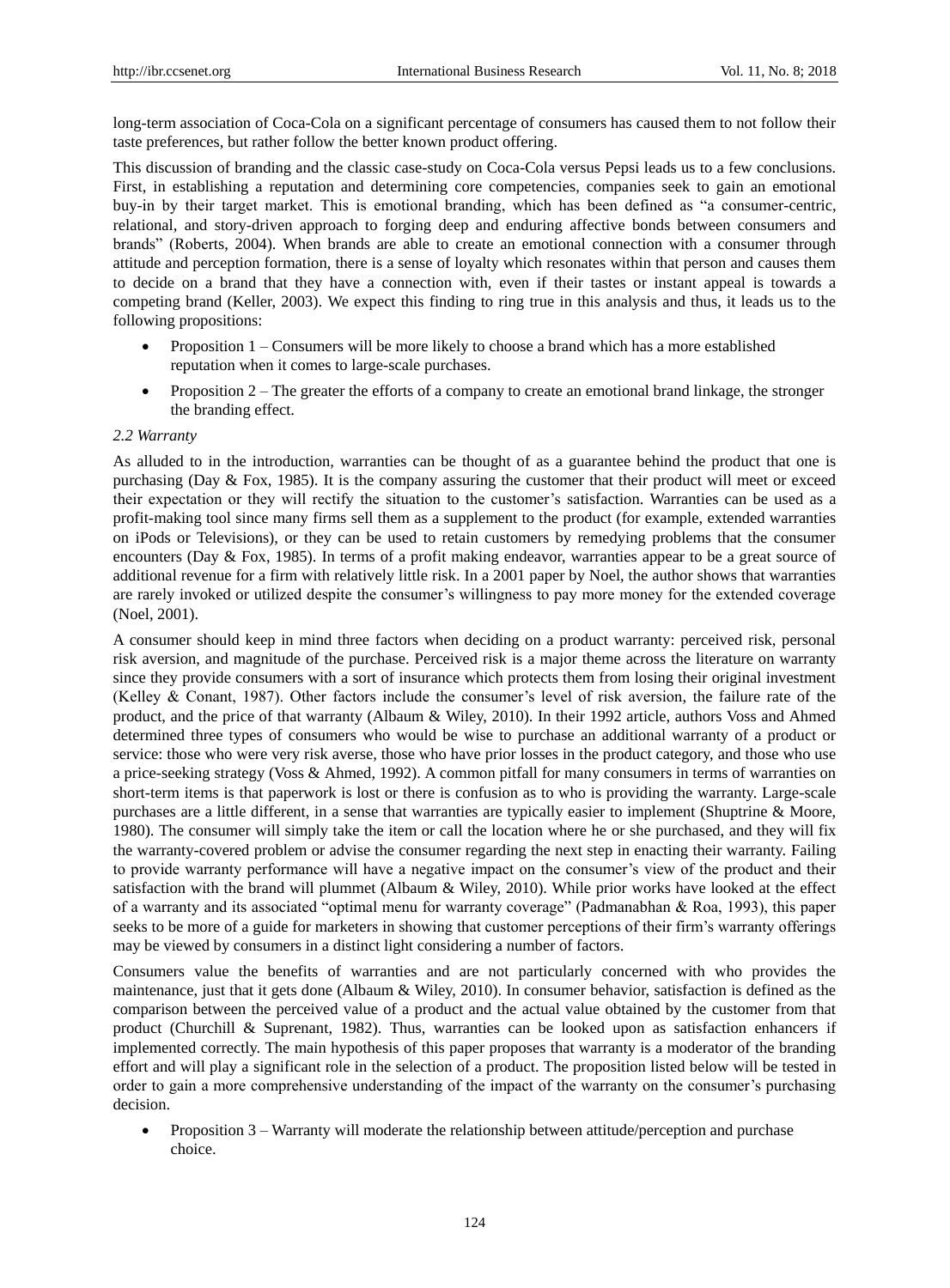long-term association of Coca-Cola on a significant percentage of consumers has caused them to not follow their taste preferences, but rather follow the better known product offering.

This discussion of branding and the classic case-study on Coca-Cola versus Pepsi leads us to a few conclusions. First, in establishing a reputation and determining core competencies, companies seek to gain an emotional buy-in by their target market. This is emotional branding, which has been defined as "a consumer-centric, relational, and story-driven approach to forging deep and enduring affective bonds between consumers and brands" (Roberts, 2004). When brands are able to create an emotional connection with a consumer through attitude and perception formation, there is a sense of loyalty which resonates within that person and causes them to decide on a brand that they have a connection with, even if their tastes or instant appeal is towards a competing brand (Keller, 2003). We expect this finding to ring true in this analysis and thus, it leads us to the following propositions:

- Proposition 1 – Consumers will be more likely to choose a brand which has a more established reputation when it comes to large-scale purchases.
- Proposition 2 – The greater the efforts of a company to create an emotional brand linkage, the stronger the branding effect.

### *2.2 Warranty*

As alluded to in the introduction, warranties can be thought of as a guarantee behind the product that one is purchasing (Day & Fox, 1985). It is the company assuring the customer that their product will meet or exceed their expectation or they will rectify the situation to the customer's satisfaction. Warranties can be used as a profit-making tool since many firms sell them as a supplement to the product (for example, extended warranties on iPods or Televisions), or they can be used to retain customers by remedying problems that the consumer encounters (Day & Fox, 1985). In terms of a profit making endeavor, warranties appear to be a great source of additional revenue for a firm with relatively little risk. In a 2001 paper by Noel, the author shows that warranties are rarely invoked or utilized despite the consumer's willingness to pay more money for the extended coverage (Noel, 2001).

A consumer should keep in mind three factors when deciding on a product warranty: perceived risk, personal risk aversion, and magnitude of the purchase. Perceived risk is a major theme across the literature on warranty since they provide consumers with a sort of insurance which protects them from losing their original investment (Kelley & Conant, 1987). Other factors include the consumer's level of risk aversion, the failure rate of the product, and the price of that warranty (Albaum & Wiley, 2010). In their 1992 article, authors Voss and Ahmed determined three types of consumers who would be wise to purchase an additional warranty of a product or service: those who were very risk averse, those who have prior losses in the product category, and those who use a price-seeking strategy (Voss & Ahmed, 1992). A common pitfall for many consumers in terms of warranties on short-term items is that paperwork is lost or there is confusion as to who is providing the warranty. Large-scale purchases are a little different, in a sense that warranties are typically easier to implement (Shuptrine & Moore, 1980). The consumer will simply take the item or call the location where he or she purchased, and they will fix the warranty-covered problem or advise the consumer regarding the next step in enacting their warranty. Failing to provide warranty performance will have a negative impact on the consumer's view of the product and their satisfaction with the brand will plummet (Albaum & Wiley, 2010). While prior works have looked at the effect of a warranty and its associated "optimal menu for warranty coverage" (Padmanabhan & Roa, 1993), this paper seeks to be more of a guide for marketers in showing that customer perceptions of their firm's warranty offerings may be viewed by consumers in a distinct light considering a number of factors.

Consumers value the benefits of warranties and are not particularly concerned with who provides the maintenance, just that it gets done (Albaum & Wiley, 2010). In consumer behavior, satisfaction is defined as the comparison between the perceived value of a product and the actual value obtained by the customer from that product (Churchill & Suprenant, 1982). Thus, warranties can be looked upon as satisfaction enhancers if implemented correctly. The main hypothesis of this paper proposes that warranty is a moderator of the branding effort and will play a significant role in the selection of a product. The proposition listed below will be tested in order to gain a more comprehensive understanding of the impact of the warranty on the consumer's purchasing decision.

- Proposition 3 – Warranty will moderate the relationship between attitude/perception and purchase choice.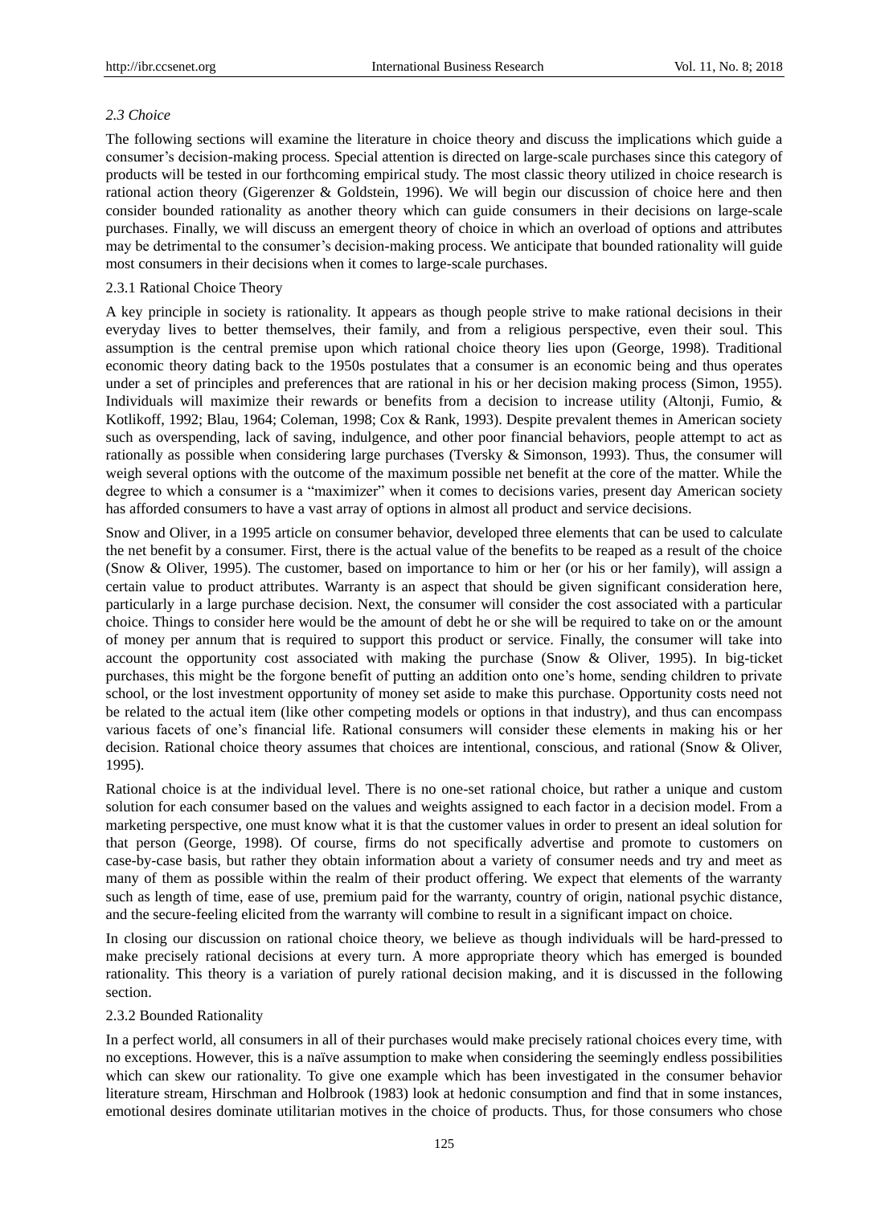### *2.3 Choice*

The following sections will examine the literature in choice theory and discuss the implications which guide a consumer's decision-making process. Special attention is directed on large-scale purchases since this category of products will be tested in our forthcoming empirical study. The most classic theory utilized in choice research is rational action theory (Gigerenzer & Goldstein, 1996). We will begin our discussion of choice here and then consider bounded rationality as another theory which can guide consumers in their decisions on large-scale purchases. Finally, we will discuss an emergent theory of choice in which an overload of options and attributes may be detrimental to the consumer's decision-making process. We anticipate that bounded rationality will guide most consumers in their decisions when it comes to large-scale purchases.

#### 2.3.1 Rational Choice Theory

A key principle in society is rationality. It appears as though people strive to make rational decisions in their everyday lives to better themselves, their family, and from a religious perspective, even their soul. This assumption is the central premise upon which rational choice theory lies upon (George, 1998). Traditional economic theory dating back to the 1950s postulates that a consumer is an economic being and thus operates under a set of principles and preferences that are rational in his or her decision making process (Simon, 1955). Individuals will maximize their rewards or benefits from a decision to increase utility (Altonji, Fumio, & Kotlikoff, 1992; Blau, 1964; Coleman, 1998; Cox & Rank, 1993). Despite prevalent themes in American society such as overspending, lack of saving, indulgence, and other poor financial behaviors, people attempt to act as rationally as possible when considering large purchases (Tversky & Simonson, 1993). Thus, the consumer will weigh several options with the outcome of the maximum possible net benefit at the core of the matter. While the degree to which a consumer is a "maximizer" when it comes to decisions varies, present day American society has afforded consumers to have a vast array of options in almost all product and service decisions.

Snow and Oliver, in a 1995 article on consumer behavior, developed three elements that can be used to calculate the net benefit by a consumer. First, there is the actual value of the benefits to be reaped as a result of the choice (Snow & Oliver, 1995). The customer, based on importance to him or her (or his or her family), will assign a certain value to product attributes. Warranty is an aspect that should be given significant consideration here, particularly in a large purchase decision. Next, the consumer will consider the cost associated with a particular choice. Things to consider here would be the amount of debt he or she will be required to take on or the amount of money per annum that is required to support this product or service. Finally, the consumer will take into account the opportunity cost associated with making the purchase (Snow & Oliver, 1995). In big-ticket purchases, this might be the forgone benefit of putting an addition onto one's home, sending children to private school, or the lost investment opportunity of money set aside to make this purchase. Opportunity costs need not be related to the actual item (like other competing models or options in that industry), and thus can encompass various facets of one's financial life. Rational consumers will consider these elements in making his or her decision. Rational choice theory assumes that choices are intentional, conscious, and rational (Snow & Oliver, 1995).

Rational choice is at the individual level. There is no one-set rational choice, but rather a unique and custom solution for each consumer based on the values and weights assigned to each factor in a decision model. From a marketing perspective, one must know what it is that the customer values in order to present an ideal solution for that person (George, 1998). Of course, firms do not specifically advertise and promote to customers on case-by-case basis, but rather they obtain information about a variety of consumer needs and try and meet as many of them as possible within the realm of their product offering. We expect that elements of the warranty such as length of time, ease of use, premium paid for the warranty, country of origin, national psychic distance, and the secure-feeling elicited from the warranty will combine to result in a significant impact on choice.

In closing our discussion on rational choice theory, we believe as though individuals will be hard-pressed to make precisely rational decisions at every turn. A more appropriate theory which has emerged is bounded rationality. This theory is a variation of purely rational decision making, and it is discussed in the following section.

#### 2.3.2 Bounded Rationality

In a perfect world, all consumers in all of their purchases would make precisely rational choices every time, with no exceptions. However, this is a naïve assumption to make when considering the seemingly endless possibilities which can skew our rationality. To give one example which has been investigated in the consumer behavior literature stream, Hirschman and Holbrook (1983) look at hedonic consumption and find that in some instances, emotional desires dominate utilitarian motives in the choice of products. Thus, for those consumers who chose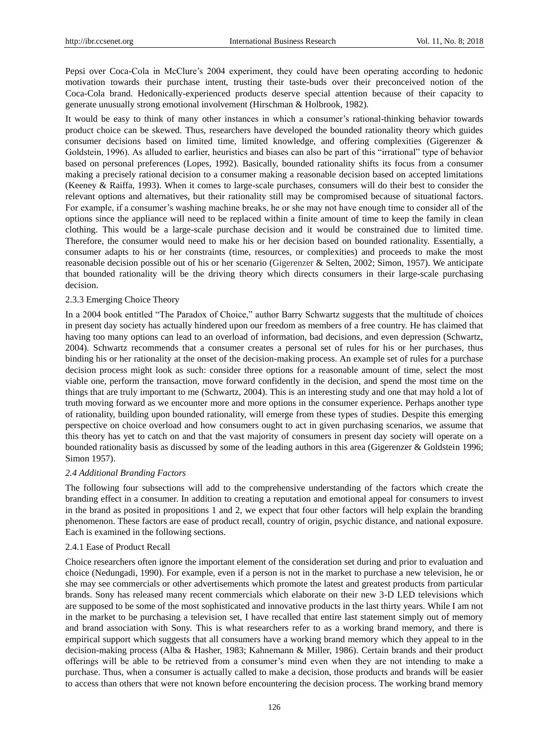Pepsi over Coca-Cola in McClure's 2004 experiment, they could have been operating according to hedonic motivation towards their purchase intent, trusting their taste-buds over their preconceived notion of the Coca-Cola brand. Hedonically-experienced products deserve special attention because of their capacity to generate unusually strong emotional involvement (Hirschman & Holbrook, 1982).

It would be easy to think of many other instances in which a consumer's rational-thinking behavior towards product choice can be skewed. Thus, researchers have developed the bounded rationality theory which guides consumer decisions based on limited time, limited knowledge, and offering complexities (Gigerenzer & Goldstein, 1996). As alluded to earlier, heuristics and biases can also be part of this "irrational" type of behavior based on personal preferences (Lopes, 1992). Basically, bounded rationality shifts its focus from a consumer making a precisely rational decision to a consumer making a reasonable decision based on accepted limitations (Keeney & Raiffa, 1993). When it comes to large-scale purchases, consumers will do their best to consider the relevant options and alternatives, but their rationality still may be compromised because of situational factors. For example, if a consumer's washing machine breaks, he or she may not have enough time to consider all of the options since the appliance will need to be replaced within a finite amount of time to keep the family in clean clothing. This would be a large-scale purchase decision and it would be constrained due to limited time. Therefore, the consumer would need to make his or her decision based on bounded rationality. Essentially, a consumer adapts to his or her constraints (time, resources, or complexities) and proceeds to make the most reasonable decision possible out of his or her scenario (Gigerenzer & Selten, 2002; Simon, 1957). We anticipate that bounded rationality will be the driving theory which directs consumers in their large-scale purchasing decision.

#### 2.3.3 Emerging Choice Theory

In a 2004 book entitled "The Paradox of Choice," author Barry Schwartz suggests that the multitude of choices in present day society has actually hindered upon our freedom as members of a free country. He has claimed that having too many options can lead to an overload of information, bad decisions, and even depression (Schwartz, 2004). Schwartz recommends that a consumer creates a personal set of rules for his or her purchases, thus binding his or her rationality at the onset of the decision-making process. An example set of rules for a purchase decision process might look as such: consider three options for a reasonable amount of time, select the most viable one, perform the transaction, move forward confidently in the decision, and spend the most time on the things that are truly important to me (Schwartz, 2004). This is an interesting study and one that may hold a lot of truth moving forward as we encounter more and more options in the consumer experience. Perhaps another type of rationality, building upon bounded rationality, will emerge from these types of studies. Despite this emerging perspective on choice overload and how consumers ought to act in given purchasing scenarios, we assume that this theory has yet to catch on and that the vast majority of consumers in present day society will operate on a bounded rationality basis as discussed by some of the leading authors in this area (Gigerenzer & Goldstein 1996; Simon 1957).

### *2.4 Additional Branding Factors*

The following four subsections will add to the comprehensive understanding of the factors which create the branding effect in a consumer. In addition to creating a reputation and emotional appeal for consumers to invest in the brand as posited in propositions 1 and 2, we expect that four other factors will help explain the branding phenomenon. These factors are ease of product recall, country of origin, psychic distance, and national exposure. Each is examined in the following sections.

#### 2.4.1 Ease of Product Recall

Choice researchers often ignore the important element of the consideration set during and prior to evaluation and choice (Nedungadi, 1990). For example, even if a person is not in the market to purchase a new television, he or she may see commercials or other advertisements which promote the latest and greatest products from particular brands. Sony has released many recent commercials which elaborate on their new 3-D LED televisions which are supposed to be some of the most sophisticated and innovative products in the last thirty years. While I am not in the market to be purchasing a television set, I have recalled that entire last statement simply out of memory and brand association with Sony. This is what researchers refer to as a working brand memory, and there is empirical support which suggests that all consumers have a working brand memory which they appeal to in the decision-making process (Alba & Hasher, 1983; Kahnemann & Miller, 1986). Certain brands and their product offerings will be able to be retrieved from a consumer's mind even when they are not intending to make a purchase. Thus, when a consumer is actually called to make a decision, those products and brands will be easier to access than others that were not known before encountering the decision process. The working brand memory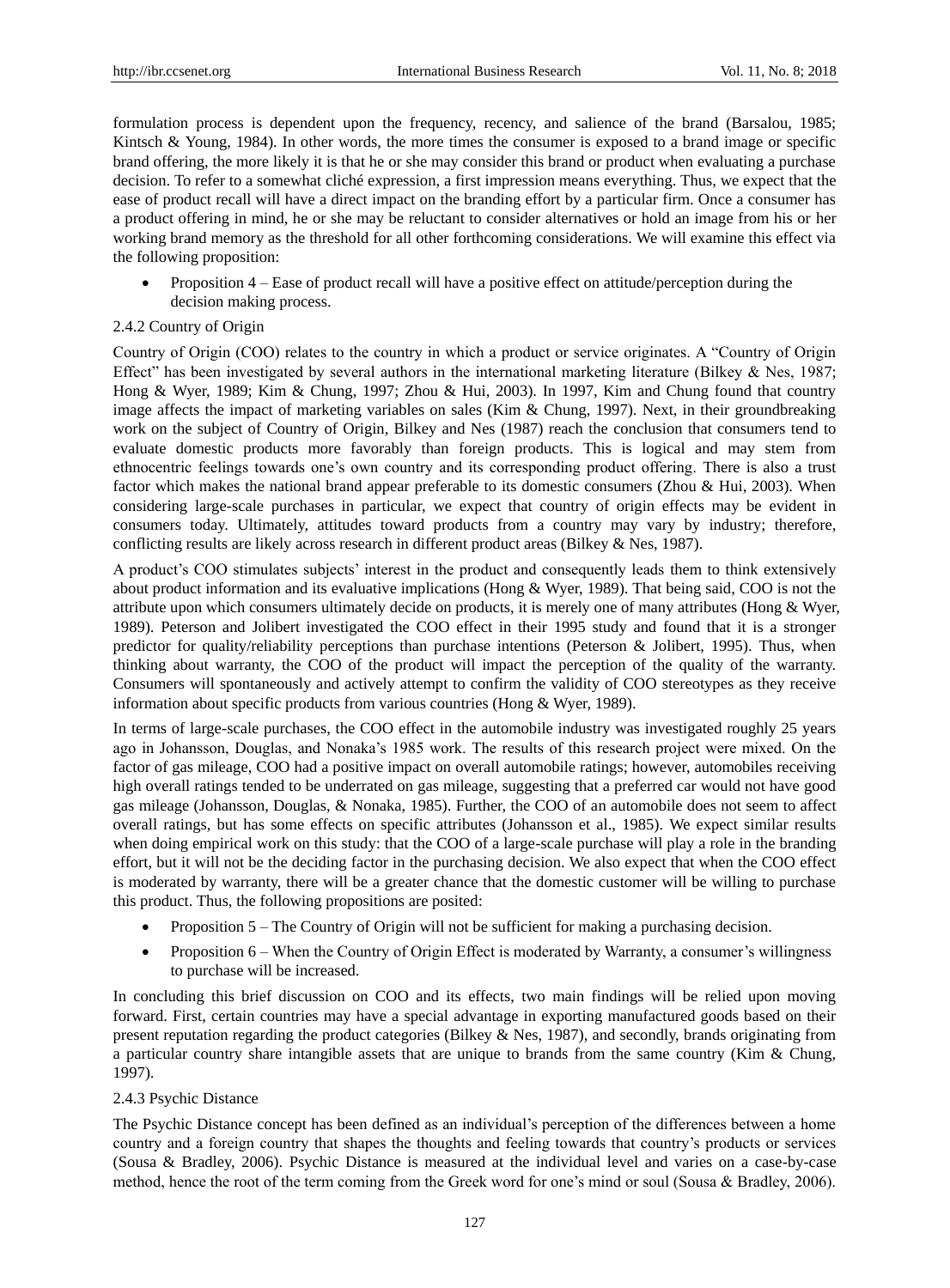formulation process is dependent upon the frequency, recency, and salience of the brand (Barsalou, 1985; Kintsch & Young, 1984). In other words, the more times the consumer is exposed to a brand image or specific brand offering, the more likely it is that he or she may consider this brand or product when evaluating a purchase decision. To refer to a somewhat cliché expression, a first impression means everything. Thus, we expect that the ease of product recall will have a direct impact on the branding effort by a particular firm. Once a consumer has a product offering in mind, he or she may be reluctant to consider alternatives or hold an image from his or her working brand memory as the threshold for all other forthcoming considerations. We will examine this effect via the following proposition:

- Proposition 4 – Ease of product recall will have a positive effect on attitude/perception during the decision making process.

#### 2.4.2 Country of Origin

Country of Origin (COO) relates to the country in which a product or service originates. A "Country of Origin Effect" has been investigated by several authors in the international marketing literature (Bilkey & Nes, 1987; Hong & Wyer, 1989; Kim & Chung, 1997; Zhou & Hui, 2003). In 1997, Kim and Chung found that country image affects the impact of marketing variables on sales (Kim & Chung, 1997). Next, in their groundbreaking work on the subject of Country of Origin, Bilkey and Nes (1987) reach the conclusion that consumers tend to evaluate domestic products more favorably than foreign products. This is logical and may stem from ethnocentric feelings towards one's own country and its corresponding product offering. There is also a trust factor which makes the national brand appear preferable to its domestic consumers (Zhou & Hui, 2003). When considering large-scale purchases in particular, we expect that country of origin effects may be evident in consumers today. Ultimately, attitudes toward products from a country may vary by industry; therefore, conflicting results are likely across research in different product areas (Bilkey & Nes, 1987).

A product's COO stimulates subjects' interest in the product and consequently leads them to think extensively about product information and its evaluative implications (Hong & Wyer, 1989). That being said, COO is not the attribute upon which consumers ultimately decide on products, it is merely one of many attributes (Hong & Wyer, 1989). Peterson and Jolibert investigated the COO effect in their 1995 study and found that it is a stronger predictor for quality/reliability perceptions than purchase intentions (Peterson & Jolibert, 1995). Thus, when thinking about warranty, the COO of the product will impact the perception of the quality of the warranty. Consumers will spontaneously and actively attempt to confirm the validity of COO stereotypes as they receive information about specific products from various countries (Hong & Wyer, 1989).

In terms of large-scale purchases, the COO effect in the automobile industry was investigated roughly 25 years ago in Johansson, Douglas, and Nonaka's 1985 work. The results of this research project were mixed. On the factor of gas mileage, COO had a positive impact on overall automobile ratings; however, automobiles receiving high overall ratings tended to be underrated on gas mileage, suggesting that a preferred car would not have good gas mileage (Johansson, Douglas, & Nonaka, 1985). Further, the COO of an automobile does not seem to affect overall ratings, but has some effects on specific attributes (Johansson et al., 1985). We expect similar results when doing empirical work on this study: that the COO of a large-scale purchase will play a role in the branding effort, but it will not be the deciding factor in the purchasing decision. We also expect that when the COO effect is moderated by warranty, there will be a greater chance that the domestic customer will be willing to purchase this product. Thus, the following propositions are posited:

- Proposition 5 – The Country of Origin will not be sufficient for making a purchasing decision.
- Proposition 6 – When the Country of Origin Effect is moderated by Warranty, a consumer's willingness to purchase will be increased.

In concluding this brief discussion on COO and its effects, two main findings will be relied upon moving forward. First, certain countries may have a special advantage in exporting manufactured goods based on their present reputation regarding the product categories (Bilkey & Nes, 1987), and secondly, brands originating from a particular country share intangible assets that are unique to brands from the same country (Kim & Chung, 1997).

#### 2.4.3 Psychic Distance

The Psychic Distance concept has been defined as an individual's perception of the differences between a home country and a foreign country that shapes the thoughts and feeling towards that country's products or services (Sousa & Bradley, 2006). Psychic Distance is measured at the individual level and varies on a case-by-case method, hence the root of the term coming from the Greek word for one's mind or soul (Sousa & Bradley, 2006).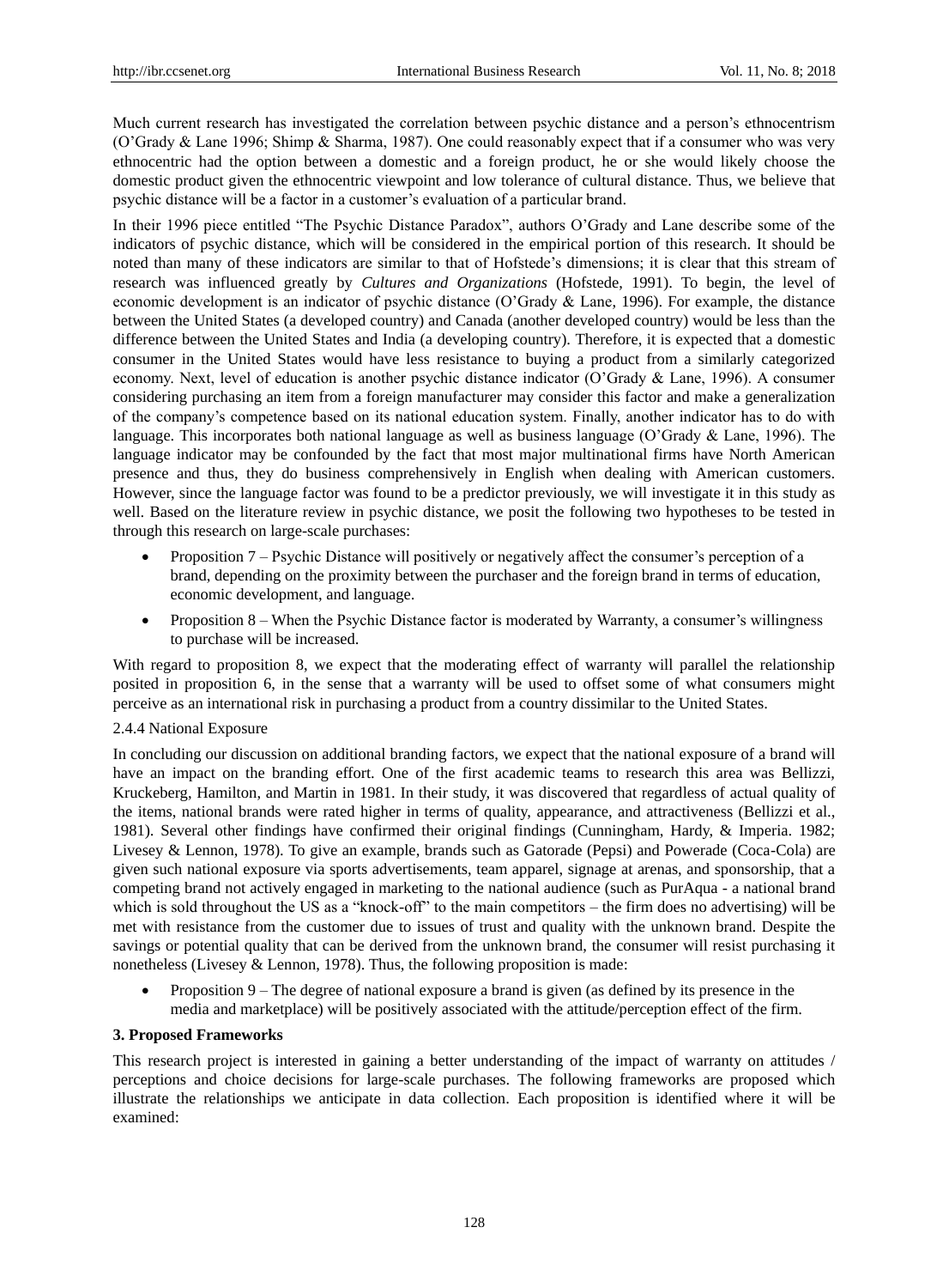Much current research has investigated the correlation between psychic distance and a person's ethnocentrism (O'Grady & Lane 1996; Shimp & Sharma, 1987). One could reasonably expect that if a consumer who was very ethnocentric had the option between a domestic and a foreign product, he or she would likely choose the domestic product given the ethnocentric viewpoint and low tolerance of cultural distance. Thus, we believe that psychic distance will be a factor in a customer's evaluation of a particular brand.

In their 1996 piece entitled "The Psychic Distance Paradox", authors O'Grady and Lane describe some of the indicators of psychic distance, which will be considered in the empirical portion of this research. It should be noted than many of these indicators are similar to that of Hofstede's dimensions; it is clear that this stream of research was influenced greatly by *Cultures and Organizations* (Hofstede, 1991). To begin, the level of economic development is an indicator of psychic distance (O'Grady & Lane, 1996). For example, the distance between the United States (a developed country) and Canada (another developed country) would be less than the difference between the United States and India (a developing country). Therefore, it is expected that a domestic consumer in the United States would have less resistance to buying a product from a similarly categorized economy. Next, level of education is another psychic distance indicator (O'Grady & Lane, 1996). A consumer considering purchasing an item from a foreign manufacturer may consider this factor and make a generalization of the company's competence based on its national education system. Finally, another indicator has to do with language. This incorporates both national language as well as business language (O'Grady & Lane, 1996). The language indicator may be confounded by the fact that most major multinational firms have North American presence and thus, they do business comprehensively in English when dealing with American customers. However, since the language factor was found to be a predictor previously, we will investigate it in this study as well. Based on the literature review in psychic distance, we posit the following two hypotheses to be tested in through this research on large-scale purchases:

- Proposition 7 – Psychic Distance will positively or negatively affect the consumer's perception of a brand, depending on the proximity between the purchaser and the foreign brand in terms of education, economic development, and language.
- Proposition 8 – When the Psychic Distance factor is moderated by Warranty, a consumer's willingness to purchase will be increased.

With regard to proposition 8, we expect that the moderating effect of warranty will parallel the relationship posited in proposition 6, in the sense that a warranty will be used to offset some of what consumers might perceive as an international risk in purchasing a product from a country dissimilar to the United States.

#### 2.4.4 National Exposure

In concluding our discussion on additional branding factors, we expect that the national exposure of a brand will have an impact on the branding effort. One of the first academic teams to research this area was Bellizzi, Kruckeberg, Hamilton, and Martin in 1981. In their study, it was discovered that regardless of actual quality of the items, national brands were rated higher in terms of quality, appearance, and attractiveness (Bellizzi et al., 1981). Several other findings have confirmed their original findings (Cunningham, Hardy, & Imperia. 1982; Livesey & Lennon, 1978). To give an example, brands such as Gatorade (Pepsi) and Powerade (Coca-Cola) are given such national exposure via sports advertisements, team apparel, signage at arenas, and sponsorship, that a competing brand not actively engaged in marketing to the national audience (such as PurAqua - a national brand which is sold throughout the US as a "knock-off" to the main competitors – the firm does no advertising) will be met with resistance from the customer due to issues of trust and quality with the unknown brand. Despite the savings or potential quality that can be derived from the unknown brand, the consumer will resist purchasing it nonetheless (Livesey & Lennon, 1978). Thus, the following proposition is made:

- Proposition 9 – The degree of national exposure a brand is given (as defined by its presence in the media and marketplace) will be positively associated with the attitude/perception effect of the firm.

## 3. Proposed Frameworks

This research project is interested in gaining a better understanding of the impact of warranty on attitudes / perceptions and choice decisions for large-scale purchases. The following frameworks are proposed which illustrate the relationships we anticipate in data collection. Each proposition is identified where it will be examined: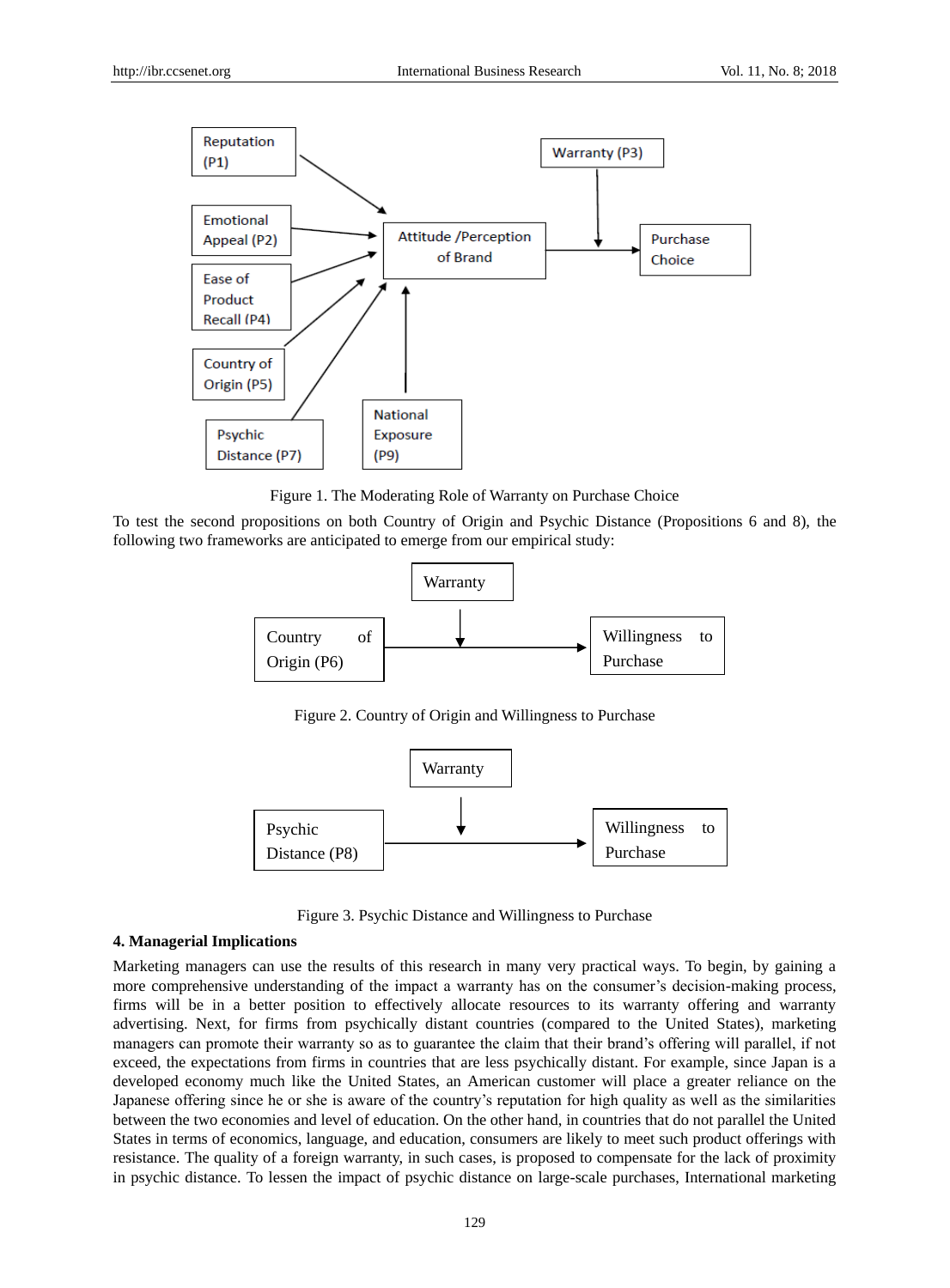Reputation (P1)

Emotional Appeal (P2)

Ease of Product Recall (P4)

Country of Origin (P5)

Psychic Distance (P7)

National Exposure (P9)

Attitude /Perception of Brand

Warranty (P3)

Purchase Choice

Figure 1. The Moderating Role of Warranty on Purchase Choice

To test the second propositions on both Country of Origin and Psychic Distance (Propositions 6 and 8), the following two frameworks are anticipated to emerge from our empirical study:

Warranty

Country of Origin (P6)

Willingness to Purchase

Figure 2. Country of Origin and Willingness to Purchase

Warranty

Psychic Distance (P8)

Willingness to Purchase

Figure 3. Psychic Distance and Willingness to Purchase

**4. Managerial Implications**

Marketing managers can use the results of this research in many very practical ways. To begin, by gaining a more comprehensive understanding of the impact a warranty has on the consumer's decision-making process, firms will be in a better position to effectively allocate resources to its warranty offering and warranty advertising. Next, for firms from psychically distant countries (compared to the United States), marketing managers can promote their warranty so as to guarantee the claim that their brand's offering will parallel, if not exceed, the expectations from firms in countries that are less psychically distant. For example, since Japan is a developed economy much like the United States, an American customer will place a greater reliance on the Japanese offering since he or she is aware of the country's reputation for high quality as well as the similarities between the two economies and level of education. On the other hand, in countries that do not parallel the United States in terms of economics, language, and education, consumers are likely to meet such product offerings with resistance. The quality of a foreign warranty, in such cases, is proposed to compensate for the lack of proximity in psychic distance. To lessen the impact of psychic distance on large-scale purchases, International marketing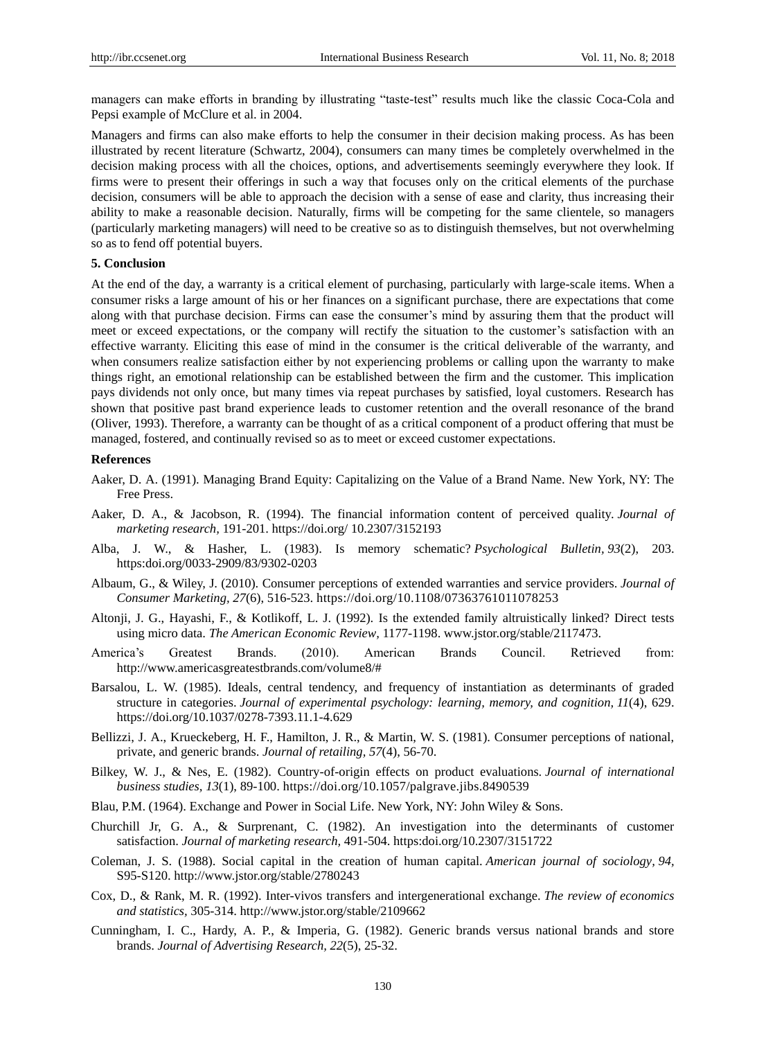managers can make efforts in branding by illustrating "taste-test" results much like the classic Coca-Cola and Pepsi example of McClure et al. in 2004.

Managers and firms can also make efforts to help the consumer in their decision making process. As has been illustrated by recent literature (Schwartz, 2004), consumers can many times be completely overwhelmed in the decision making process with all the choices, options, and advertisements seemingly everywhere they look. If firms were to present their offerings in such a way that focuses only on the critical elements of the purchase decision, consumers will be able to approach the decision with a sense of ease and clarity, thus increasing their ability to make a reasonable decision. Naturally, firms will be competing for the same clientele, so managers (particularly marketing managers) will need to be creative so as to distinguish themselves, but not overwhelming so as to fend off potential buyers.

## 5. Conclusion

At the end of the day, a warranty is a critical element of purchasing, particularly with large-scale items. When a consumer risks a large amount of his or her finances on a significant purchase, there are expectations that come along with that purchase decision. Firms can ease the consumer's mind by assuring them that the product will meet or exceed expectations, or the company will rectify the situation to the customer's satisfaction with an effective warranty. Eliciting this ease of mind in the consumer is the critical deliverable of the warranty, and when consumers realize satisfaction either by not experiencing problems or calling upon the warranty to make things right, an emotional relationship can be established between the firm and the customer. This implication pays dividends not only once, but many times via repeat purchases by satisfied, loyal customers. Research has shown that positive past brand experience leads to customer retention and the overall resonance of the brand (Oliver, 1993). Therefore, a warranty can be thought of as a critical component of a product offering that must be managed, fostered, and continually revised so as to meet or exceed customer expectations.

## References

Aaker, D. A. (1991). Managing Brand Equity: Capitalizing on the Value of a Brand Name. New York, NY: The Free Press.

Aaker, D. A., & Jacobson, R. (1994). The financial information content of perceived quality. *Journal of marketing research,* 191-201. https://doi.org/ 10.2307/3152193

Alba, J. W., & Hasher, L. (1983). Is memory schematic? *Psychological Bulletin, 93*(2), 203. https:doi.org/0033-2909/83/9302-0203

Albaum, G., & Wiley, J. (2010). Consumer perceptions of extended warranties and service providers. *Journal of Consumer Marketing, 27*(6), 516-523. https://doi.org/10.1108/07363761011078253

Altonji, J. G., Hayashi, F., & Kotlikoff, L. J. (1992). Is the extended family altruistically linked? Direct tests using micro data. *The American Economic Review,* 1177-1198. www.jstor.org/stable/2117473.

America's Greatest Brands. (2010). American Brands Council. Retrieved from: http://www.americasgreatestbrands.com/volume8/#

Barsalou, L. W. (1985). Ideals, central tendency, and frequency of instantiation as determinants of graded structure in categories. *Journal of experimental psychology: learning, memory, and cognition, 11*(4), 629. https://doi.org/10.1037/0278-7393.11.1-4.629

Bellizzi, J. A., Krueckeberg, H. F., Hamilton, J. R., & Martin, W. S. (1981). Consumer perceptions of national, private, and generic brands. *Journal of retailing, 57*(4), 56-70.

Bilkey, W. J., & Nes, E. (1982). Country-of-origin effects on product evaluations. *Journal of international business studies, 13*(1), 89-100. https://doi.org/10.1057/palgrave.jibs.8490539

Blau, P.M. (1964). Exchange and Power in Social Life. New York, NY: John Wiley & Sons.

Churchill Jr, G. A., & Surprenant, C. (1982). An investigation into the determinants of customer satisfaction. *Journal of marketing research,* 491-504. https:doi.org/10.2307/3151722

Coleman, J. S. (1988). Social capital in the creation of human capital. *American journal of sociology, 94,* S95-S120. http://www.jstor.org/stable/2780243

Cox, D., & Rank, M. R. (1992). Inter-vivos transfers and intergenerational exchange. *The review of economics and statistics,* 305-314. http://www.jstor.org/stable/2109662

Cunningham, I. C., Hardy, A. P., & Imperia, G. (1982). Generic brands versus national brands and store brands. *Journal of Advertising Research, 22*(5), 25-32.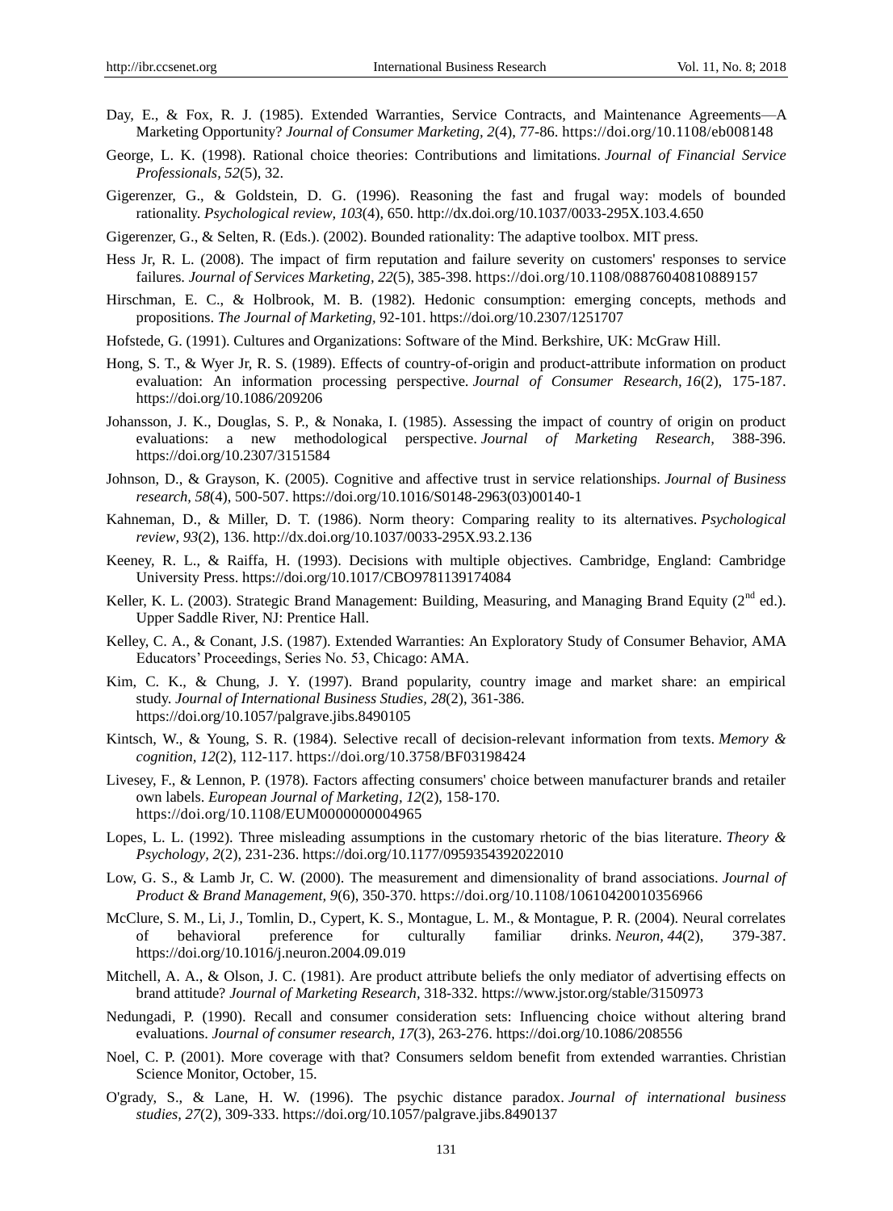Day, E., & Fox, R. J. (1985). Extended Warranties, Service Contracts, and Maintenance Agreements—A Marketing Opportunity? *Journal of Consumer Marketing, 2*(4), 77-86. https://doi.org/10.1108/eb008148

George, L. K. (1998). Rational choice theories: Contributions and limitations. *Journal of Financial Service Professionals, 52*(5), 32.

Gigerenzer, G., & Goldstein, D. G. (1996). Reasoning the fast and frugal way: models of bounded rationality. *Psychological review, 103*(4), 650. http://dx.doi.org/10.1037/0033-295X.103.4.650

Gigerenzer, G., & Selten, R. (Eds.). (2002). Bounded rationality: The adaptive toolbox. MIT press.

Hess Jr, R. L. (2008). The impact of firm reputation and failure severity on customers' responses to service failures. *Journal of Services Marketing, 22*(5), 385-398. https://doi.org/10.1108/08876040810889157

Hirschman, E. C., & Holbrook, M. B. (1982). Hedonic consumption: emerging concepts, methods and propositions. *The Journal of Marketing*, 92-101. https://doi.org/10.2307/1251707

Hofstede, G. (1991). Cultures and Organizations: Software of the Mind. Berkshire, UK: McGraw Hill.

Hong, S. T., & Wyer Jr, R. S. (1989). Effects of country-of-origin and product-attribute information on product evaluation: An information processing perspective. *Journal of Consumer Research, 16*(2), 175-187. https://doi.org/10.1086/209206

Johansson, J. K., Douglas, S. P., & Nonaka, I. (1985). Assessing the impact of country of origin on product evaluations: a new methodological perspective. *Journal of Marketing Research*, 388-396. https://doi.org/10.2307/3151584

Johnson, D., & Grayson, K. (2005). Cognitive and affective trust in service relationships. *Journal of Business research, 58*(4), 500-507. https://doi.org/10.1016/S0148-2963(03)00140-1

Kahneman, D., & Miller, D. T. (1986). Norm theory: Comparing reality to its alternatives. *Psychological review, 93*(2), 136. http://dx.doi.org/10.1037/0033-295X.93.2.136

Keeney, R. L., & Raiffa, H. (1993). Decisions with multiple objectives. Cambridge, England: Cambridge University Press. https://doi.org/10.1017/CBO9781139174084

Keller, K. L. (2003). Strategic Brand Management: Building, Measuring, and Managing Brand Equity (2nd ed.). Upper Saddle River, NJ: Prentice Hall.

Kelley, C. A., & Conant, J.S. (1987). Extended Warranties: An Exploratory Study of Consumer Behavior, AMA Educators' Proceedings, Series No. 53, Chicago: AMA.

Kim, C. K., & Chung, J. Y. (1997). Brand popularity, country image and market share: an empirical study. *Journal of International Business Studies, 28*(2), 361-386. https://doi.org/10.1057/palgrave.jibs.8490105

Kintsch, W., & Young, S. R. (1984). Selective recall of decision-relevant information from texts. *Memory & cognition, 12*(2), 112-117. https://doi.org/10.3758/BF03198424

Livesey, F., & Lennon, P. (1978). Factors affecting consumers' choice between manufacturer brands and retailer own labels. *European Journal of Marketing, 12*(2), 158-170. https://doi.org/10.1108/EUM0000000004965

Lopes, L. L. (1992). Three misleading assumptions in the customary rhetoric of the bias literature. *Theory & Psychology, 2*(2), 231-236. https://doi.org/10.1177/0959354392022010

Low, G. S., & Lamb Jr, C. W. (2000). The measurement and dimensionality of brand associations. *Journal of Product & Brand Management, 9*(6), 350-370. https://doi.org/10.1108/10610420010356966

McClure, S. M., Li, J., Tomlin, D., Cypert, K. S., Montague, L. M., & Montague, P. R. (2004). Neural correlates of behavioral preference for culturally familiar drinks. *Neuron, 44*(2), 379-387. https://doi.org/10.1016/j.neuron.2004.09.019

Mitchell, A. A., & Olson, J. C. (1981). Are product attribute beliefs the only mediator of advertising effects on brand attitude? *Journal of Marketing Research*, 318-332. https://www.jstor.org/stable/3150973

Nedungadi, P. (1990). Recall and consumer consideration sets: Influencing choice without altering brand evaluations. *Journal of consumer research, 17*(3), 263-276. https://doi.org/10.1086/208556

Noel, C. P. (2001). More coverage with that? Consumers seldom benefit from extended warranties. Christian Science Monitor, October, 15.

O'grady, S., & Lane, H. W. (1996). The psychic distance paradox. *Journal of international business studies, 27*(2), 309-333. https://doi.org/10.1057/palgrave.jibs.8490137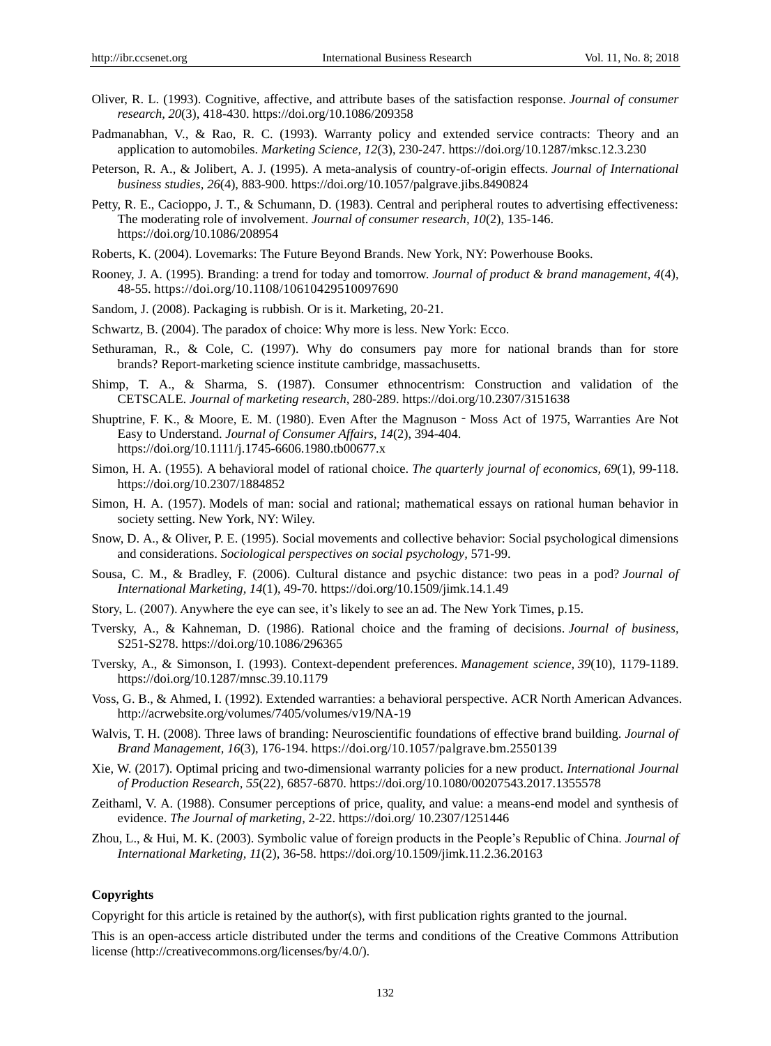Oliver, R. L. (1993). Cognitive, affective, and attribute bases of the satisfaction response. *Journal of consumer research, 20*(3), 418-430. https://doi.org/10.1086/209358

Padmanabhan, V., & Rao, R. C. (1993). Warranty policy and extended service contracts: Theory and an application to automobiles. *Marketing Science, 12*(3), 230-247. https://doi.org/10.1287/mksc.12.3.230

Peterson, R. A., & Jolibert, A. J. (1995). A meta-analysis of country-of-origin effects. *Journal of International business studies, 26*(4), 883-900. https://doi.org/10.1057/palgrave.jibs.8490824

Petty, R. E., Cacioppo, J. T., & Schumann, D. (1983). Central and peripheral routes to advertising effectiveness: The moderating role of involvement. *Journal of consumer research, 10*(2), 135-146. https://doi.org/10.1086/208954

Roberts, K. (2004). Lovemarks: The Future Beyond Brands. New York, NY: Powerhouse Books.

Rooney, J. A. (1995). Branding: a trend for today and tomorrow. *Journal of product & brand management, 4*(4), 48-55. https://doi.org/10.1108/10610429510097690

Sandom, J. (2008). Packaging is rubbish. Or is it. Marketing, 20-21.

Schwartz, B. (2004). The paradox of choice: Why more is less. New York: Ecco.

Sethuraman, R., & Cole, C. (1997). Why do consumers pay more for national brands than for store brands? Report-marketing science institute cambridge, massachusetts.

Shimp, T. A., & Sharma, S. (1987). Consumer ethnocentrism: Construction and validation of the CETSCALE. *Journal of marketing research,* 280-289. https://doi.org/10.2307/3151638

Shuptrine, F. K., & Moore, E. M. (1980). Even After the Magnuson‐Moss Act of 1975, Warranties Are Not Easy to Understand. *Journal of Consumer Affairs, 14*(2), 394-404. https://doi.org/10.1111/j.1745-6606.1980.tb00677.x

Simon, H. A. (1955). A behavioral model of rational choice. *The quarterly journal of economics, 69*(1), 99-118. https://doi.org/10.2307/1884852

Simon, H. A. (1957). Models of man: social and rational; mathematical essays on rational human behavior in society setting. New York, NY: Wiley.

Snow, D. A., & Oliver, P. E. (1995). Social movements and collective behavior: Social psychological dimensions and considerations. *Sociological perspectives on social psychology,* 571-99.

Sousa, C. M., & Bradley, F. (2006). Cultural distance and psychic distance: two peas in a pod? *Journal of International Marketing, 14*(1), 49-70. https://doi.org/10.1509/jimk.14.1.49

Story, L. (2007). Anywhere the eye can see, it's likely to see an ad. The New York Times, p.15.

Tversky, A., & Kahneman, D. (1986). Rational choice and the framing of decisions. *Journal of business,* S251-S278. https://doi.org/10.1086/296365

Tversky, A., & Simonson, I. (1993). Context-dependent preferences. *Management science, 39*(10), 1179-1189. https://doi.org/10.1287/mnsc.39.10.1179

Voss, G. B., & Ahmed, I. (1992). Extended warranties: a behavioral perspective. ACR North American Advances. http://acrwebsite.org/volumes/7405/volumes/v19/NA-19

Walvis, T. H. (2008). Three laws of branding: Neuroscientific foundations of effective brand building. *Journal of Brand Management, 16*(3), 176-194. https://doi.org/10.1057/palgrave.bm.2550139

Xie, W. (2017). Optimal pricing and two-dimensional warranty policies for a new product. *International Journal of Production Research, 55*(22), 6857-6870. https://doi.org/10.1080/00207543.2017.1355578

Zeithaml, V. A. (1988). Consumer perceptions of price, quality, and value: a means-end model and synthesis of evidence. *The Journal of marketing,* 2-22. https://doi.org/ 10.2307/1251446

Zhou, L., & Hui, M. K. (2003). Symbolic value of foreign products in the People's Republic of China. *Journal of International Marketing, 11*(2), 36-58. https://doi.org/10.1509/jimk.11.2.36.20163

### Copyrights

Copyright for this article is retained by the author(s), with first publication rights granted to the journal.

This is an open-access article distributed under the terms and conditions of the Creative Commons Attribution license (http://creativecommons.org/licenses/by/4.0/).